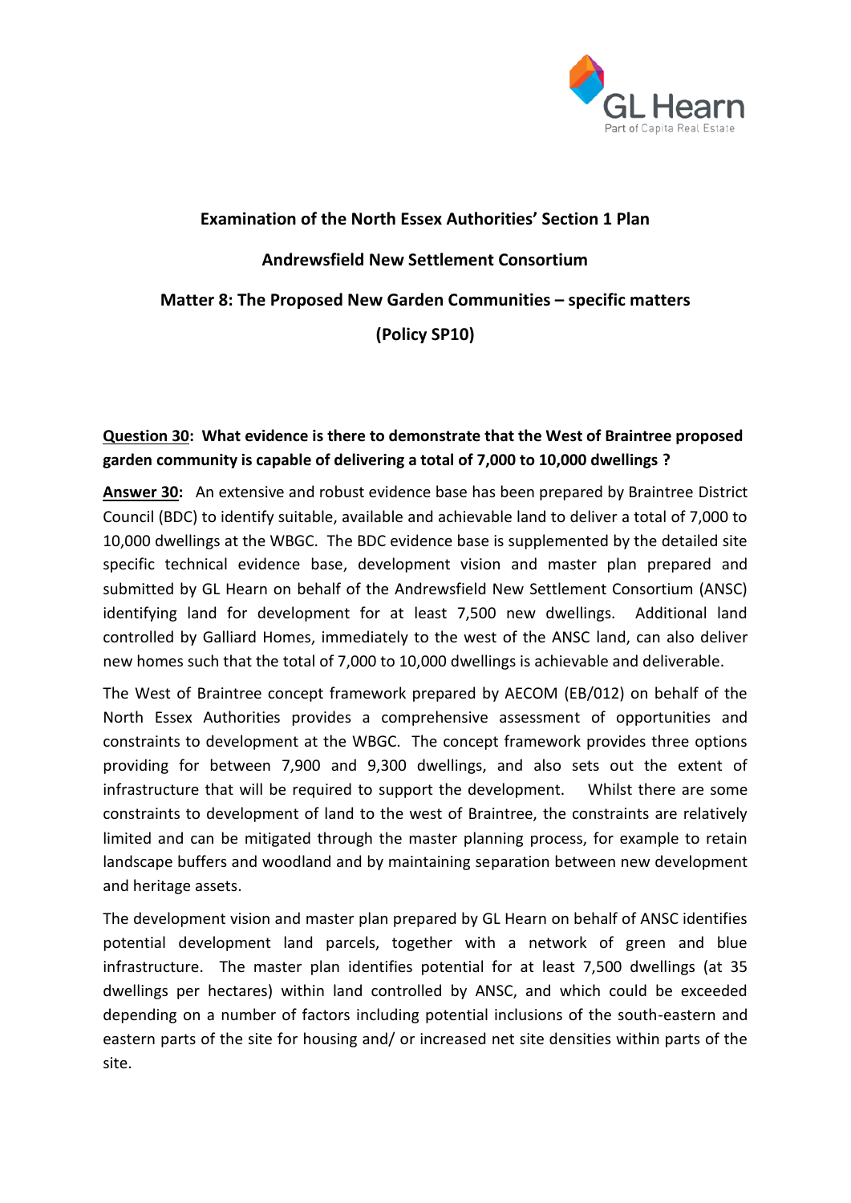**Examination of the North Essex Authorities' Section 1 Plan**

**Andrewsfield New Settlement Consortium**

**Matter 8: The Proposed New Garden Communities – specific matters**

**(Policy SP10)**

**<u>Question 30</u>: What evidence is there to demonstrate that the West of Braintree proposed garden community is capable of delivering a total of 7,000 to 10,000 dwellings ?**

**<u>Answer 30</u>:** An extensive and robust evidence base has been prepared by Braintree District Council (BDC) to identify suitable, available and achievable land to deliver a total of 7,000 to 10,000 dwellings at the WBGC. The BDC evidence base is supplemented by the detailed site specific technical evidence base, development vision and master plan prepared and submitted by GL Hearn on behalf of the Andrewsfield New Settlement Consortium (ANSC) identifying land for development for at least 7,500 new dwellings. Additional land controlled by Galliard Homes, immediately to the west of the ANSC land, can also deliver new homes such that the total of 7,000 to 10,000 dwellings is achievable and deliverable.

The West of Braintree concept framework prepared by AECOM (EB/012) on behalf of the North Essex Authorities provides a comprehensive assessment of opportunities and constraints to development at the WBGC. The concept framework provides three options providing for between 7,900 and 9,300 dwellings, and also sets out the extent of infrastructure that will be required to support the development. Whilst there are some constraints to development of land to the west of Braintree, the constraints are relatively limited and can be mitigated through the master planning process, for example to retain landscape buffers and woodland and by maintaining separation between new development and heritage assets.

The development vision and master plan prepared by GL Hearn on behalf of ANSC identifies potential development land parcels, together with a network of green and blue infrastructure. The master plan identifies potential for at least 7,500 dwellings (at 35 dwellings per hectares) within land controlled by ANSC, and which could be exceeded depending on a number of factors including potential inclusions of the south-eastern and eastern parts of the site for housing and/ or increased net site densities within parts of the site.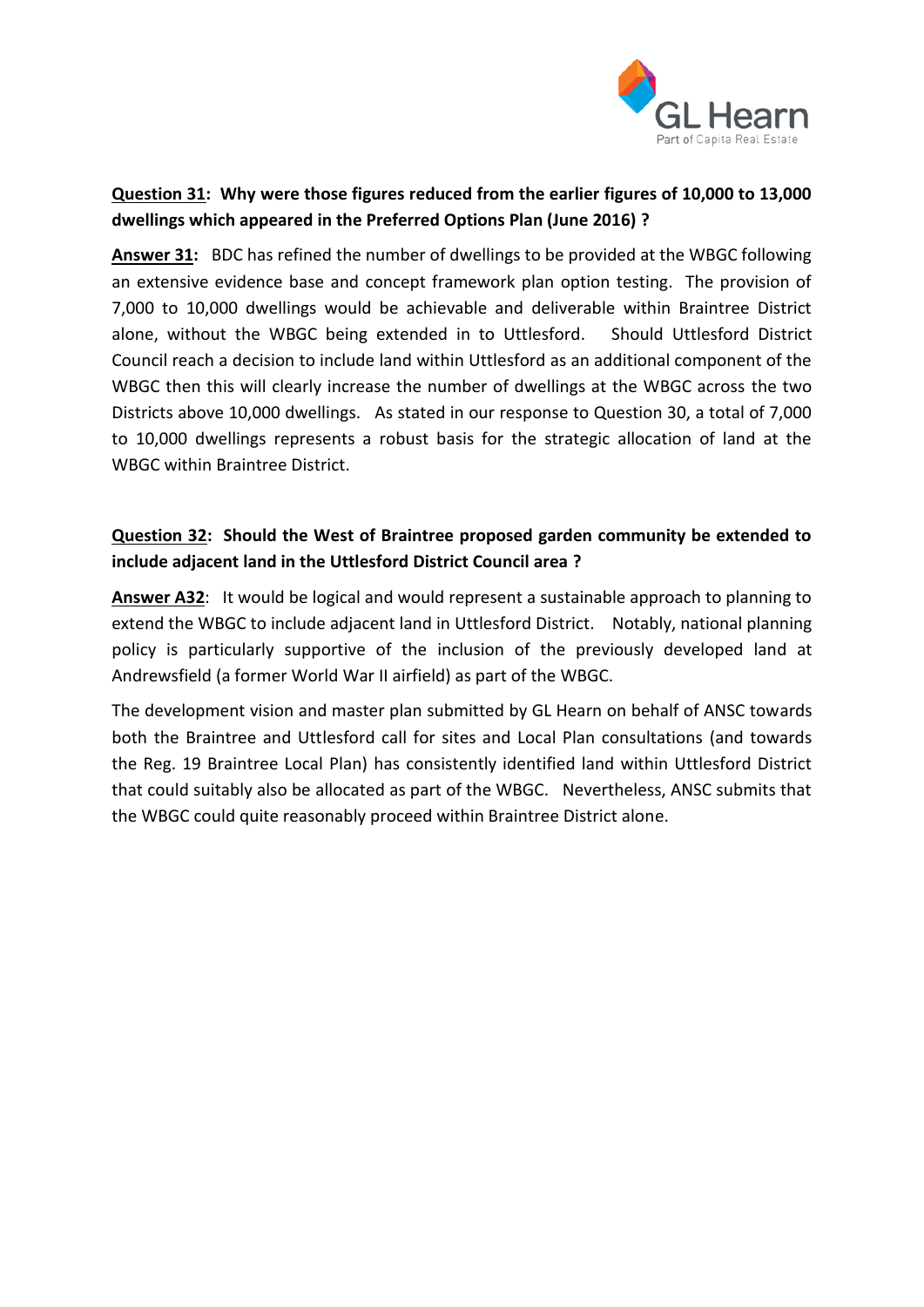**<u>Question 31</u>: Why were those figures reduced from the earlier figures of 10,000 to 13,000 dwellings which appeared in the Preferred Options Plan (June 2016) ?**

**<u>Answer 31</u>:** BDC has refined the number of dwellings to be provided at the WBGC following an extensive evidence base and concept framework plan option testing. The provision of 7,000 to 10,000 dwellings would be achievable and deliverable within Braintree District alone, without the WBGC being extended in to Uttlesford. Should Uttlesford District Council reach a decision to include land within Uttlesford as an additional component of the WBGC then this will clearly increase the number of dwellings at the WBGC across the two Districts above 10,000 dwellings. As stated in our response to Question 30, a total of 7,000 to 10,000 dwellings represents a robust basis for the strategic allocation of land at the WBGC within Braintree District.

**<u>Question 32</u>: Should the West of Braintree proposed garden community be extended to include adjacent land in the Uttlesford District Council area ?**

**<u>Answer A32</u>**: It would be logical and would represent a sustainable approach to planning to extend the WBGC to include adjacent land in Uttlesford District. Notably, national planning policy is particularly supportive of the inclusion of the previously developed land at Andrewsfield (a former World War II airfield) as part of the WBGC.

The development vision and master plan submitted by GL Hearn on behalf of ANSC towards both the Braintree and Uttlesford call for sites and Local Plan consultations (and towards the Reg. 19 Braintree Local Plan) has consistently identified land within Uttlesford District that could suitably also be allocated as part of the WBGC. Nevertheless, ANSC submits that the WBGC could quite reasonably proceed within Braintree District alone.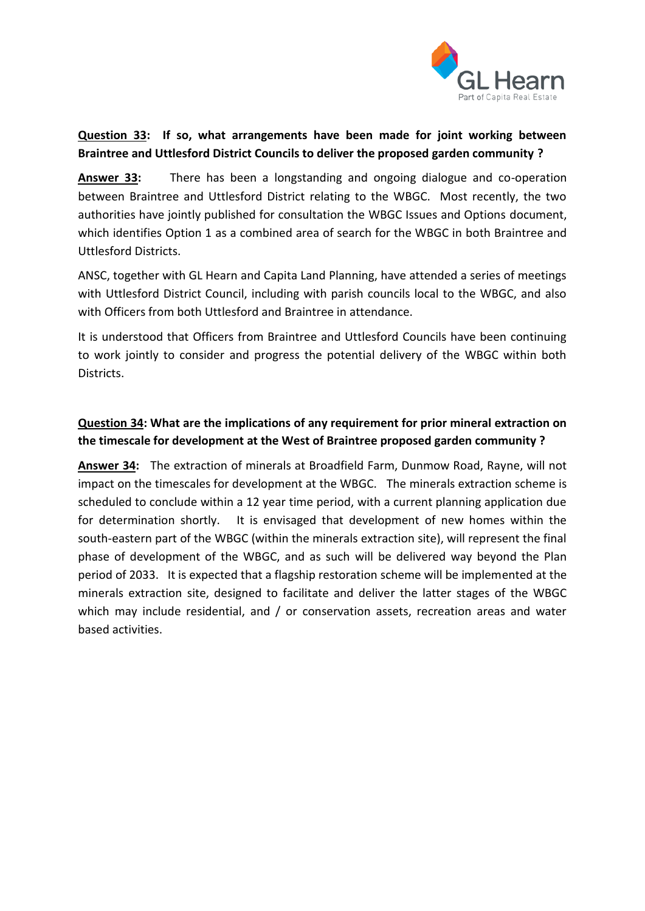**<u>Question 33</u>: If so, what arrangements have been made for joint working between Braintree and Uttlesford District Councils to deliver the proposed garden community ?**

**<u>Answer 33</u>:** There has been a longstanding and ongoing dialogue and co-operation between Braintree and Uttlesford District relating to the WBGC. Most recently, the two authorities have jointly published for consultation the WBGC Issues and Options document, which identifies Option 1 as a combined area of search for the WBGC in both Braintree and Uttlesford Districts.

ANSC, together with GL Hearn and Capita Land Planning, have attended a series of meetings with Uttlesford District Council, including with parish councils local to the WBGC, and also with Officers from both Uttlesford and Braintree in attendance.

It is understood that Officers from Braintree and Uttlesford Councils have been continuing to work jointly to consider and progress the potential delivery of the WBGC within both Districts.

**<u>Question 34</u>: What are the implications of any requirement for prior mineral extraction on the timescale for development at the West of Braintree proposed garden community ?**

**<u>Answer 34</u>:** The extraction of minerals at Broadfield Farm, Dunmow Road, Rayne, will not impact on the timescales for development at the WBGC. The minerals extraction scheme is scheduled to conclude within a 12 year time period, with a current planning application due for determination shortly. It is envisaged that development of new homes within the south-eastern part of the WBGC (within the minerals extraction site), will represent the final phase of development of the WBGC, and as such will be delivered way beyond the Plan period of 2033. It is expected that a flagship restoration scheme will be implemented at the minerals extraction site, designed to facilitate and deliver the latter stages of the WBGC which may include residential, and / or conservation assets, recreation areas and water based activities.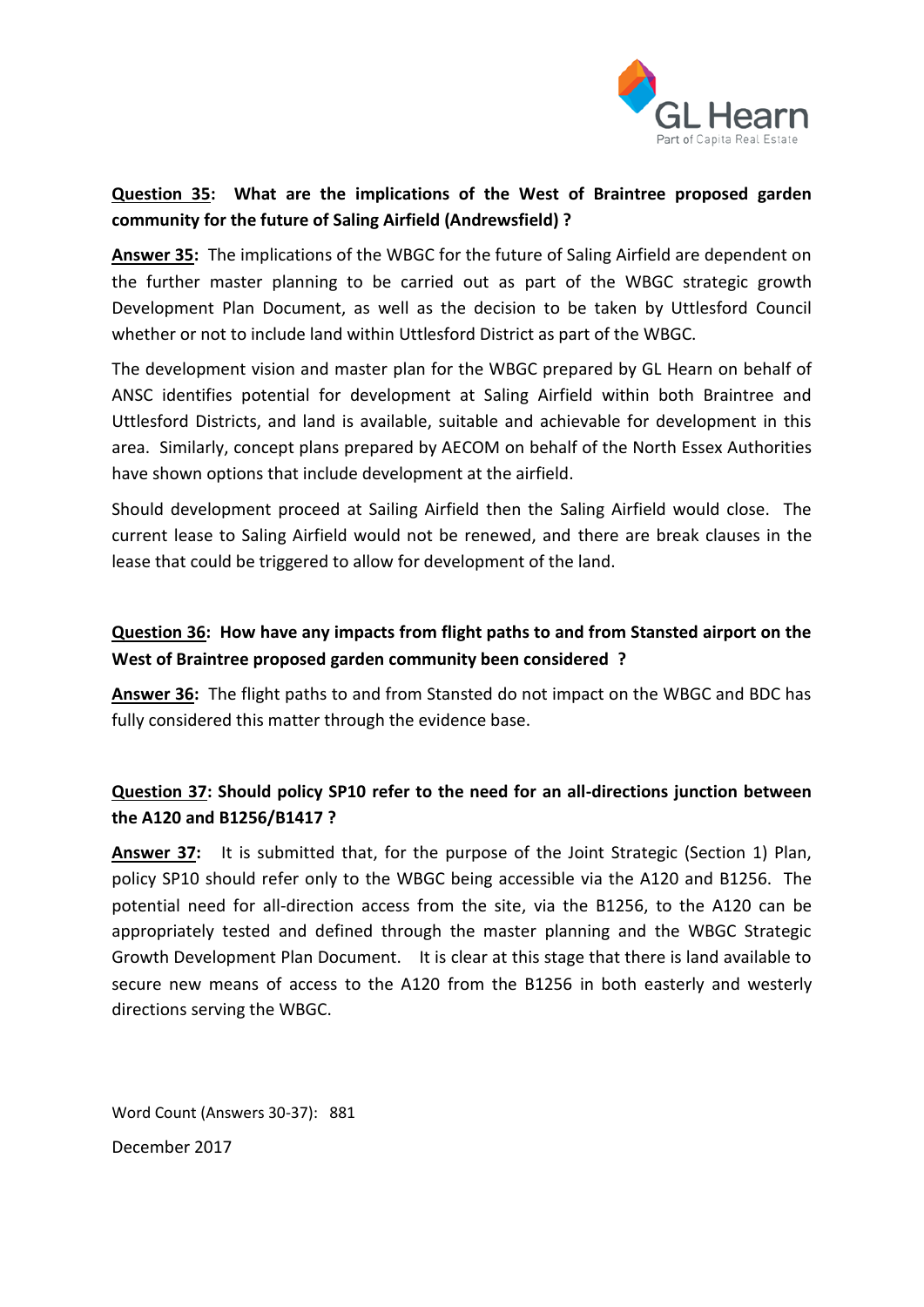**Question 35: What are the implications of the West of Braintree proposed garden community for the future of Saling Airfield (Andrewsfield) ?**

**Answer 35:** The implications of the WBGC for the future of Saling Airfield are dependent on the further master planning to be carried out as part of the WBGC strategic growth Development Plan Document, as well as the decision to be taken by Uttlesford Council whether or not to include land within Uttlesford District as part of the WBGC.

The development vision and master plan for the WBGC prepared by GL Hearn on behalf of ANSC identifies potential for development at Saling Airfield within both Braintree and Uttlesford Districts, and land is available, suitable and achievable for development in this area. Similarly, concept plans prepared by AECOM on behalf of the North Essex Authorities have shown options that include development at the airfield.

Should development proceed at Sailing Airfield then the Saling Airfield would close. The current lease to Saling Airfield would not be renewed, and there are break clauses in the lease that could be triggered to allow for development of the land.

**Question 36: How have any impacts from flight paths to and from Stansted airport on the West of Braintree proposed garden community been considered ?**

**Answer 36:** The flight paths to and from Stansted do not impact on the WBGC and BDC has fully considered this matter through the evidence base.

**Question 37: Should policy SP10 refer to the need for an all-directions junction between the A120 and B1256/B1417 ?**

**Answer 37:** It is submitted that, for the purpose of the Joint Strategic (Section 1) Plan, policy SP10 should refer only to the WBGC being accessible via the A120 and B1256. The potential need for all-direction access from the site, via the B1256, to the A120 can be appropriately tested and defined through the master planning and the WBGC Strategic Growth Development Plan Document. It is clear at this stage that there is land available to secure new means of access to the A120 from the B1256 in both easterly and westerly directions serving the WBGC.

Word Count (Answers 30-37): 881

December 2017